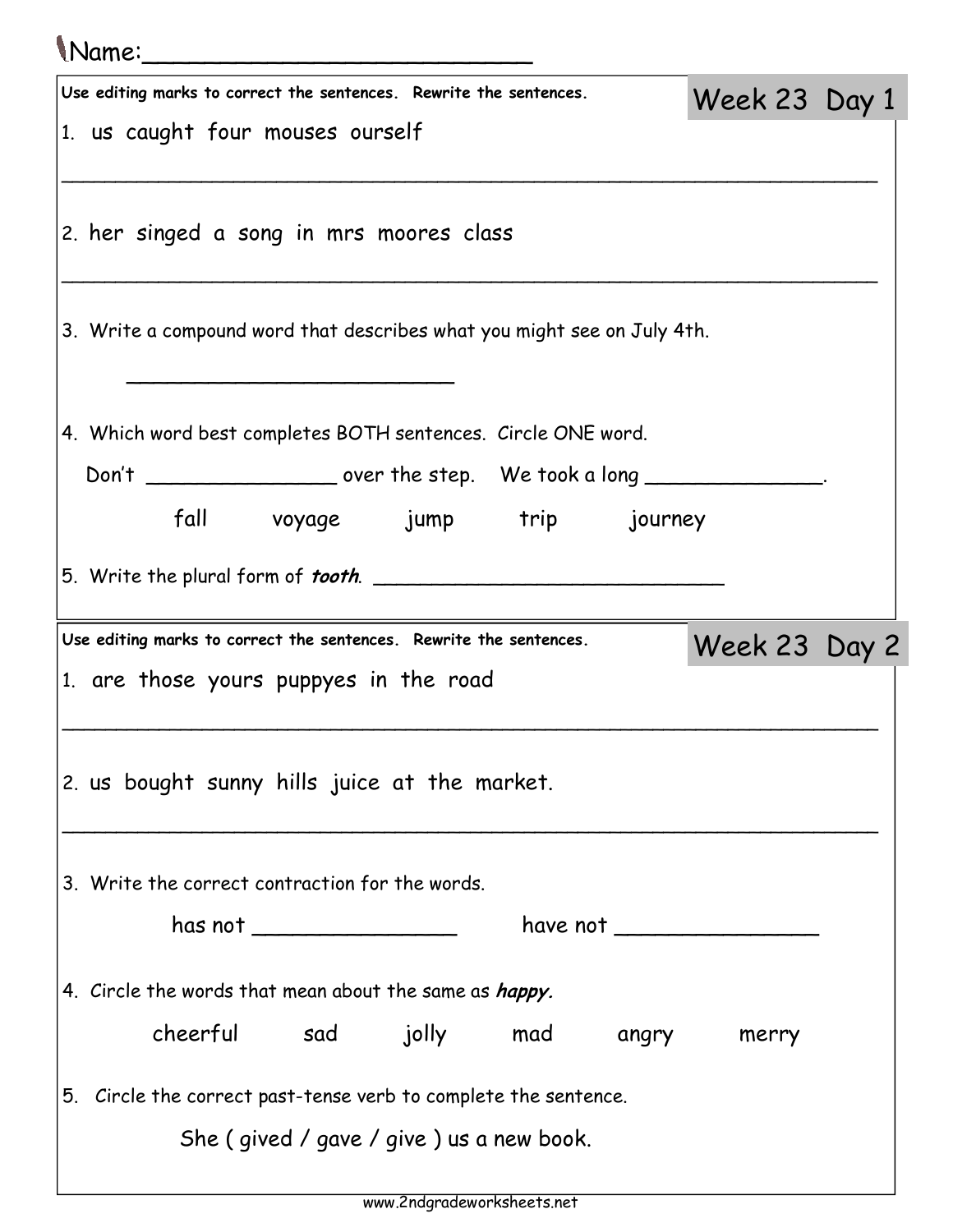Name:\_\_\_\_\_\_\_\_\_\_\_\_\_\_\_\_\_\_\_\_\_\_\_\_\_\_

## Week 23 Day 1

Use editing marks to correct the sentences. Rewrite the sentences.

1. us caught four mouses ourself

\_\_\_\_\_\_\_\_\_\_\_\_\_\_\_\_\_\_\_\_\_\_\_\_\_\_\_\_\_\_\_\_\_\_\_\_\_\_\_\_\_\_\_\_\_\_\_\_\_\_\_\_\_\_\_\_\_\_\_\_\_\_

2. her singed a song in mrs moores class

\_\_\_\_\_\_\_\_\_\_\_\_\_\_\_\_\_\_\_\_\_\_\_\_\_\_\_\_\_\_\_\_\_\_\_\_\_\_\_\_\_\_\_\_\_\_\_\_\_\_\_\_\_\_\_\_\_\_\_\_\_\_

3. Write a compound word that describes what you might see on July 4th.

   \_\_\_\_\_\_\_\_\_\_\_\_\_\_\_\_\_\_\_\_\_\_\_\_\_\_

4. Which word best completes BOTH sentences. Circle ONE word.

   Don't \_\_\_\_\_\_\_\_\_\_\_\_\_\_\_\_ over the step. We took a long \_\_\_\_\_\_\_\_\_\_\_\_\_\_\_.

   fall voyage jump trip journey

5. Write the plural form of ***tooth***. \_\_\_\_\_\_\_\_\_\_\_\_\_\_\_\_\_\_\_\_\_\_\_\_\_\_\_\_

## Week 23 Day 2

Use editing marks to correct the sentences. Rewrite the sentences.

1. are those yours puppyes in the road

\_\_\_\_\_\_\_\_\_\_\_\_\_\_\_\_\_\_\_\_\_\_\_\_\_\_\_\_\_\_\_\_\_\_\_\_\_\_\_\_\_\_\_\_\_\_\_\_\_\_\_\_\_\_\_\_\_\_\_\_\_\_

2. us bought sunny hills juice at the market.

\_\_\_\_\_\_\_\_\_\_\_\_\_\_\_\_\_\_\_\_\_\_\_\_\_\_\_\_\_\_\_\_\_\_\_\_\_\_\_\_\_\_\_\_\_\_\_\_\_\_\_\_\_\_\_\_\_\_\_\_\_\_

3. Write the correct contraction for the words.

   has not \_\_\_\_\_\_\_\_\_\_\_\_\_\_\_\_ have not \_\_\_\_\_\_\_\_\_\_\_\_\_\_\_\_

4. Circle the words that mean about the same as ***happy.***

   cheerful sad jolly mad angry merry

5. Circle the correct past-tense verb to complete the sentence.

   She ( gived / gave / give ) us a new book.

www.2ndgradeworksheets.net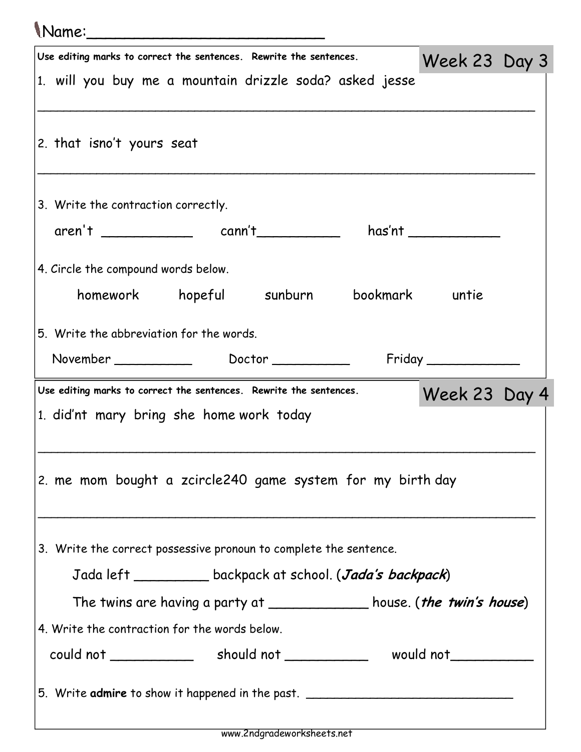Name:\_\_\_\_\_\_\_\_\_\_\_\_\_\_\_\_\_\_\_\_\_\_\_\_\_\_

## Week 23 Day 3

**Use editing marks to correct the sentences. Rewrite the sentences.**

1. will you buy me a mountain drizzle soda? asked jesse

___________________________________________________________________

2. that isno't yours seat

___________________________________________________________________

3. Write the contraction correctly.

aren't ___________ cann't___________ has'nt ___________

4. Circle the compound words below.

homework hopeful sunburn bookmark untie

5. Write the abbreviation for the words.

November __________ Doctor __________ Friday ____________

## Week 23 Day 4

**Use editing marks to correct the sentences. Rewrite the sentences.**

1. did'nt mary bring she home work today

___________________________________________________________________

2. me mom bought a zcircle240 game system for my birth day

___________________________________________________________________

3. Write the correct possessive pronoun to complete the sentence.

Jada left _________ backpack at school. (***Jada's backpack***)

The twins are having a party at ____________ house. (***the twin's house***)

4. Write the contraction for the words below.

could not __________ should not __________ would not__________

5. Write **admire** to show it happened in the past. ____________________________

www.2ndgradeworksheets.net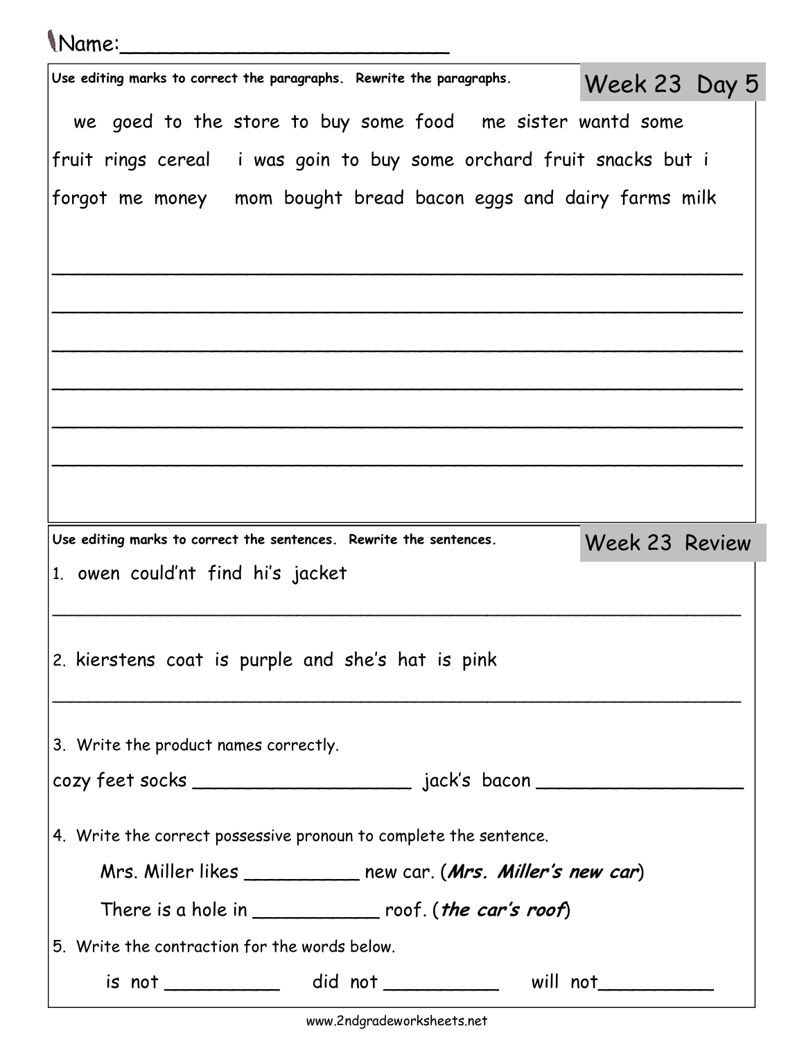Name:___________________________

Use editing marks to correct the paragraphs. Rewrite the paragraphs.

**Week 23 Day 5**

we goed to the store to buy some food me sister wantd some fruit rings cereal i was goin to buy some orchard fruit snacks but i forgot me money mom bought bread bacon eggs and dairy farms milk

____________________________________________________________

____________________________________________________________

____________________________________________________________

____________________________________________________________

____________________________________________________________

____________________________________________________________

Use editing marks to correct the sentences. Rewrite the sentences.

**Week 23 Review**

1. owen could'nt find hi's jacket

____________________________________________________________

2. kierstens coat is purple and she's hat is pink

____________________________________________________________

3. Write the product names correctly.

cozy feet socks ____________________ jack's bacon ____________________

4. Write the correct possessive pronoun to complete the sentence.

Mrs. Miller likes __________ new car. (***Mrs. Miller's new car***)

There is a hole in ___________ roof. (***the car's roof***)

5. Write the contraction for the words below.

is not __________ did not __________ will not__________